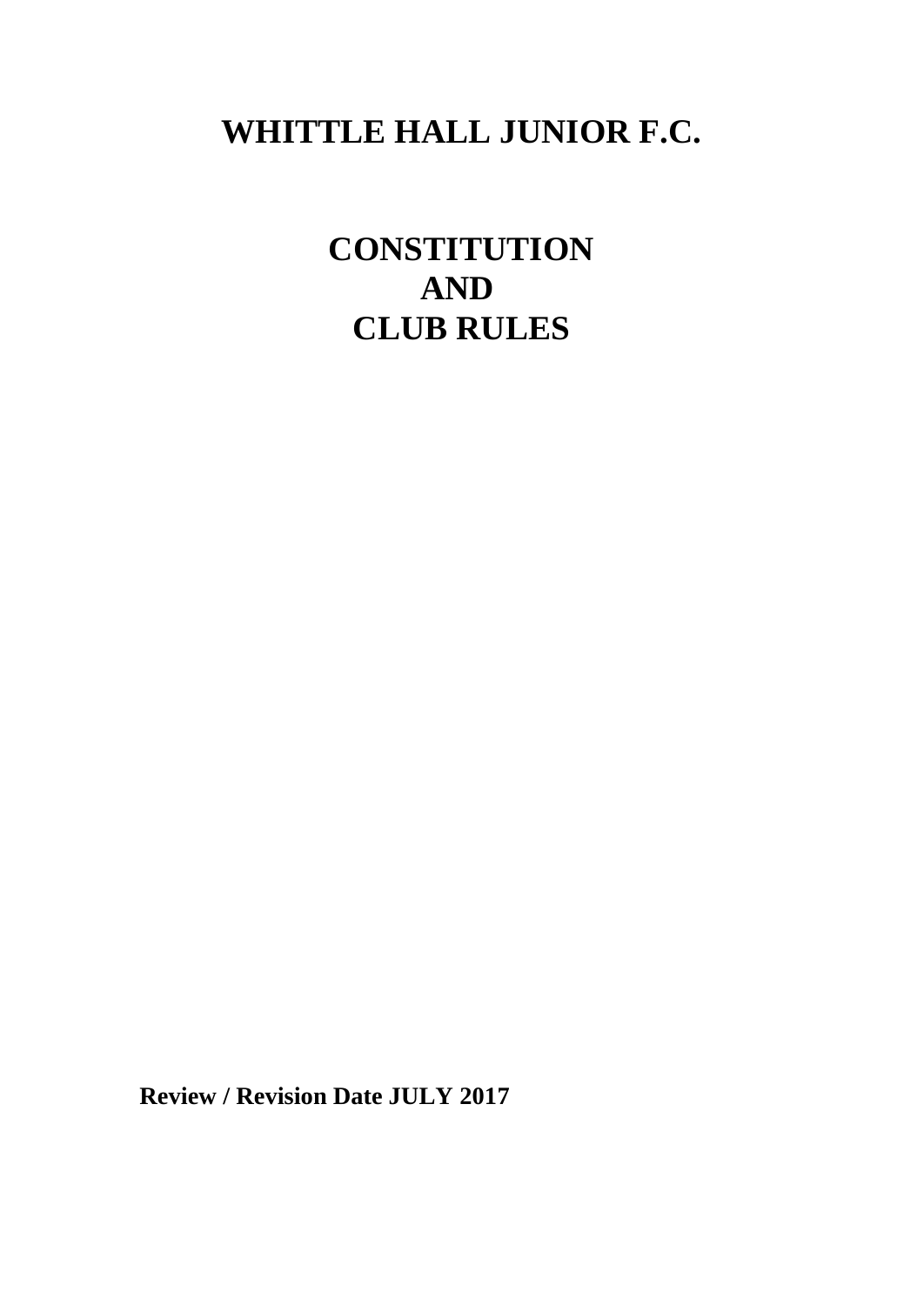# WHITTLE HALL JUNIOR F.C.

# CONSTITUTION AND CLUB RULES

**Review / Revision Date JULY 2017**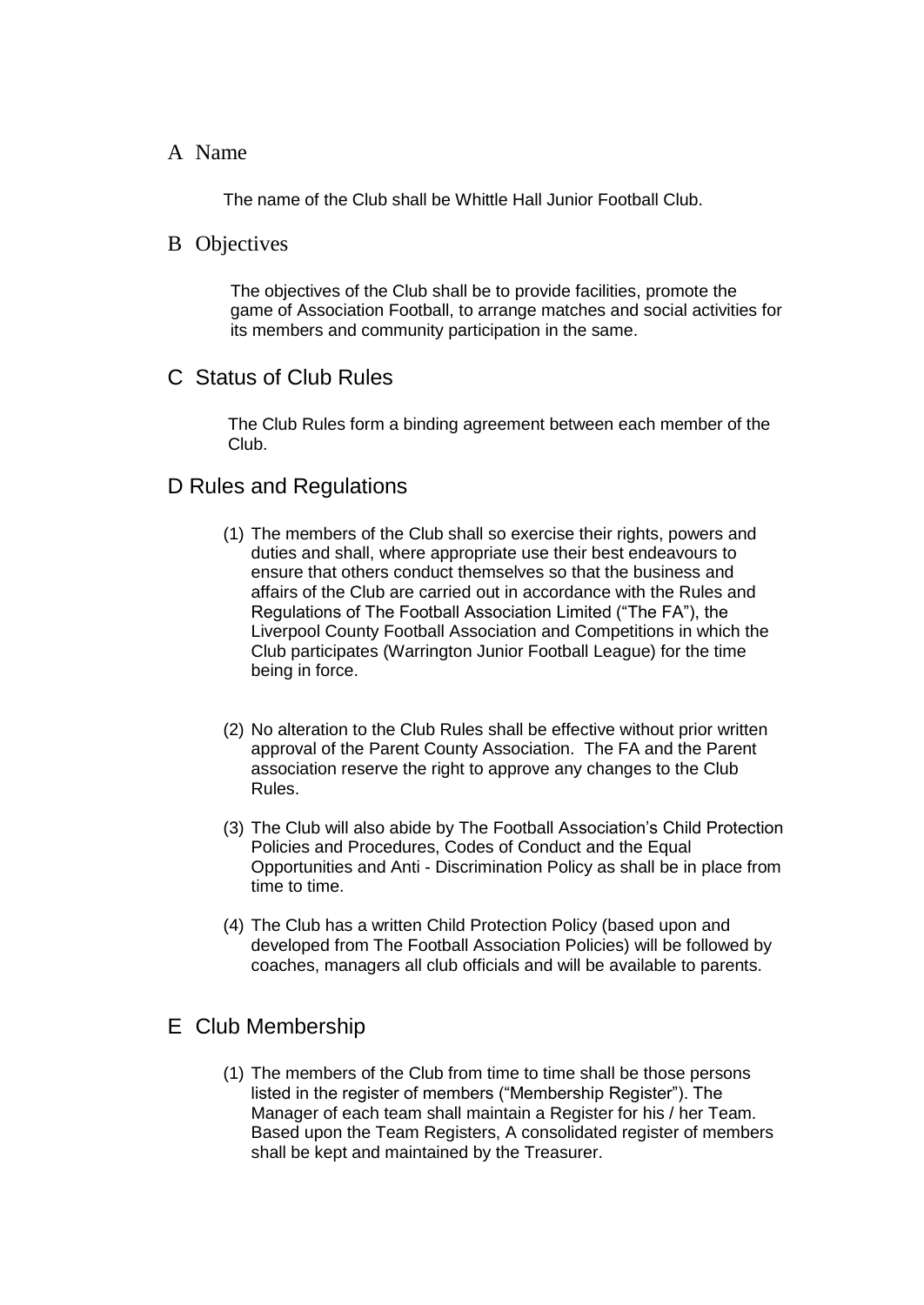## A Name

The name of the Club shall be Whittle Hall Junior Football Club.

## B Objectives

The objectives of the Club shall be to provide facilities, promote the game of Association Football, to arrange matches and social activities for its members and community participation in the same.

## C Status of Club Rules

The Club Rules form a binding agreement between each member of the Club.

## D Rules and Regulations

(1) The members of the Club shall so exercise their rights, powers and duties and shall, where appropriate use their best endeavours to ensure that others conduct themselves so that the business and affairs of the Club are carried out in accordance with the Rules and Regulations of The Football Association Limited ("The FA"), the Liverpool County Football Association and Competitions in which the Club participates (Warrington Junior Football League) for the time being in force.

(2) No alteration to the Club Rules shall be effective without prior written approval of the Parent County Association. The FA and the Parent association reserve the right to approve any changes to the Club Rules.

(3) The Club will also abide by The Football Association's Child Protection Policies and Procedures, Codes of Conduct and the Equal Opportunities and Anti - Discrimination Policy as shall be in place from time to time.

(4) The Club has a written Child Protection Policy (based upon and developed from The Football Association Policies) will be followed by coaches, managers all club officials and will be available to parents.

## E Club Membership

(1) The members of the Club from time to time shall be those persons listed in the register of members ("Membership Register"). The Manager of each team shall maintain a Register for his / her Team. Based upon the Team Registers, A consolidated register of members shall be kept and maintained by the Treasurer.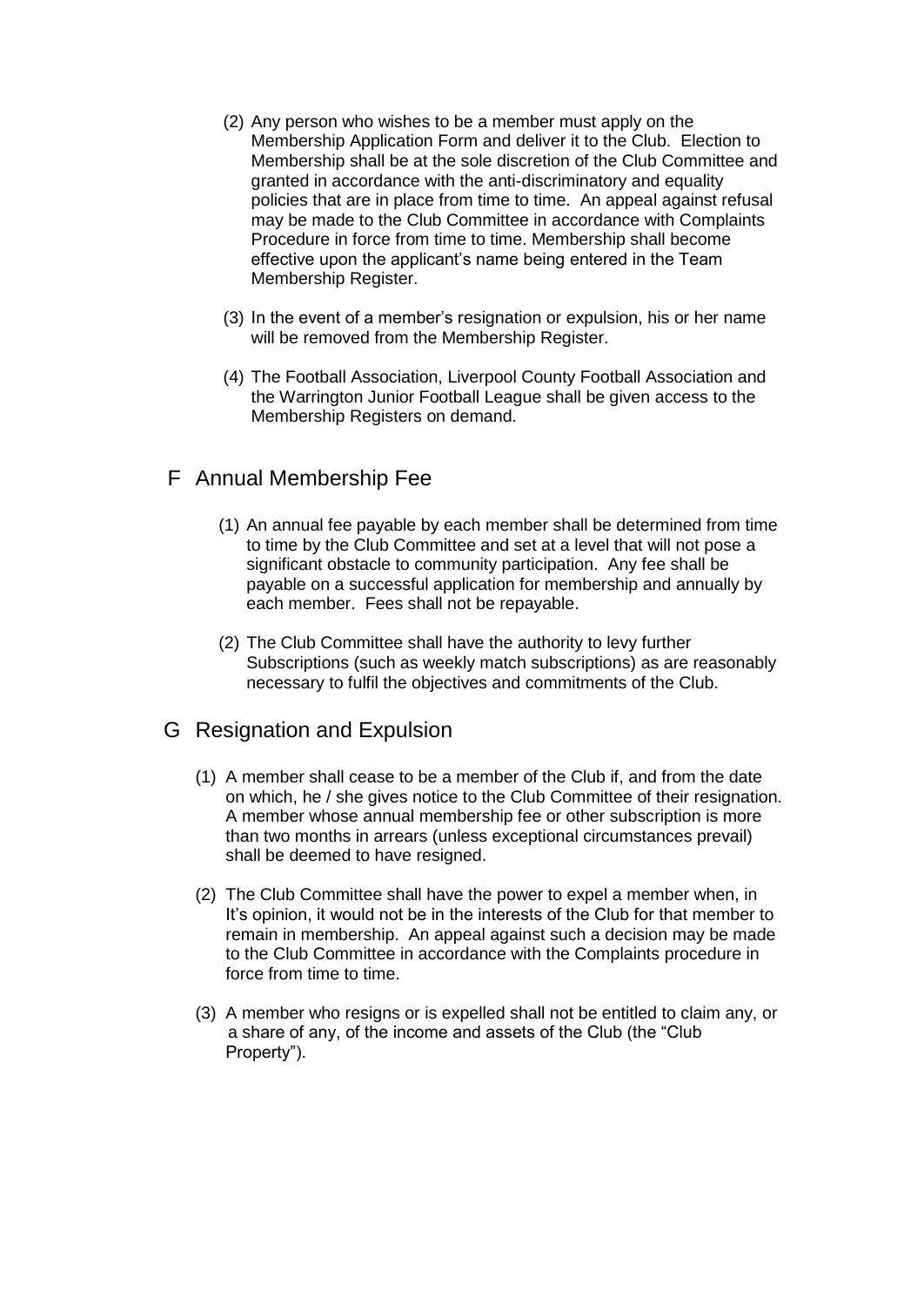(2) Any person who wishes to be a member must apply on the Membership Application Form and deliver it to the Club. Election to Membership shall be at the sole discretion of the Club Committee and granted in accordance with the anti-discriminatory and equality policies that are in place from time to time. An appeal against refusal may be made to the Club Committee in accordance with Complaints Procedure in force from time to time. Membership shall become effective upon the applicant's name being entered in the Team Membership Register.

(3) In the event of a member's resignation or expulsion, his or her name will be removed from the Membership Register.

(4) The Football Association, Liverpool County Football Association and the Warrington Junior Football League shall be given access to the Membership Registers on demand.

## F Annual Membership Fee

(1) An annual fee payable by each member shall be determined from time to time by the Club Committee and set at a level that will not pose a significant obstacle to community participation. Any fee shall be payable on a successful application for membership and annually by each member. Fees shall not be repayable.

(2) The Club Committee shall have the authority to levy further Subscriptions (such as weekly match subscriptions) as are reasonably necessary to fulfil the objectives and commitments of the Club.

## G Resignation and Expulsion

(1) A member shall cease to be a member of the Club if, and from the date on which, he / she gives notice to the Club Committee of their resignation. A member whose annual membership fee or other subscription is more than two months in arrears (unless exceptional circumstances prevail) shall be deemed to have resigned.

(2) The Club Committee shall have the power to expel a member when, in It's opinion, it would not be in the interests of the Club for that member to remain in membership. An appeal against such a decision may be made to the Club Committee in accordance with the Complaints procedure in force from time to time.

(3) A member who resigns or is expelled shall not be entitled to claim any, or a share of any, of the income and assets of the Club (the "Club Property").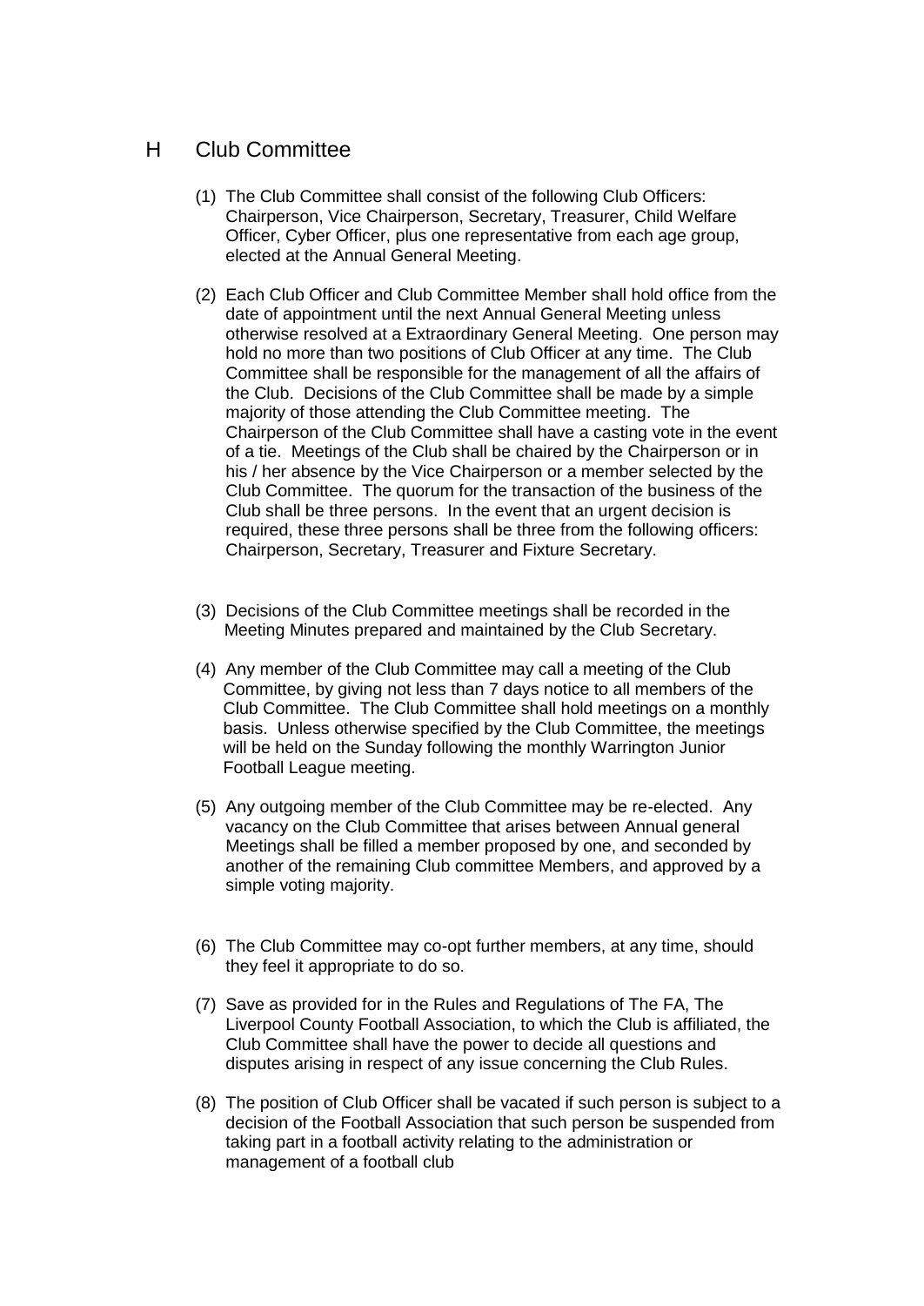## H Club Committee

(1) The Club Committee shall consist of the following Club Officers: Chairperson, Vice Chairperson, Secretary, Treasurer, Child Welfare Officer, Cyber Officer, plus one representative from each age group, elected at the Annual General Meeting.

(2) Each Club Officer and Club Committee Member shall hold office from the date of appointment until the next Annual General Meeting unless otherwise resolved at a Extraordinary General Meeting. One person may hold no more than two positions of Club Officer at any time. The Club Committee shall be responsible for the management of all the affairs of the Club. Decisions of the Club Committee shall be made by a simple majority of those attending the Club Committee meeting. The Chairperson of the Club Committee shall have a casting vote in the event of a tie. Meetings of the Club shall be chaired by the Chairperson or in his / her absence by the Vice Chairperson or a member selected by the Club Committee. The quorum for the transaction of the business of the Club shall be three persons. In the event that an urgent decision is required, these three persons shall be three from the following officers: Chairperson, Secretary, Treasurer and Fixture Secretary.

(3) Decisions of the Club Committee meetings shall be recorded in the Meeting Minutes prepared and maintained by the Club Secretary.

(4) Any member of the Club Committee may call a meeting of the Club Committee, by giving not less than 7 days notice to all members of the Club Committee. The Club Committee shall hold meetings on a monthly basis. Unless otherwise specified by the Club Committee, the meetings will be held on the Sunday following the monthly Warrington Junior Football League meeting.

(5) Any outgoing member of the Club Committee may be re-elected. Any vacancy on the Club Committee that arises between Annual general Meetings shall be filled a member proposed by one, and seconded by another of the remaining Club committee Members, and approved by a simple voting majority.

(6) The Club Committee may co-opt further members, at any time, should they feel it appropriate to do so.

(7) Save as provided for in the Rules and Regulations of The FA, The Liverpool County Football Association, to which the Club is affiliated, the Club Committee shall have the power to decide all questions and disputes arising in respect of any issue concerning the Club Rules.

(8) The position of Club Officer shall be vacated if such person is subject to a decision of the Football Association that such person be suspended from taking part in a football activity relating to the administration or management of a football club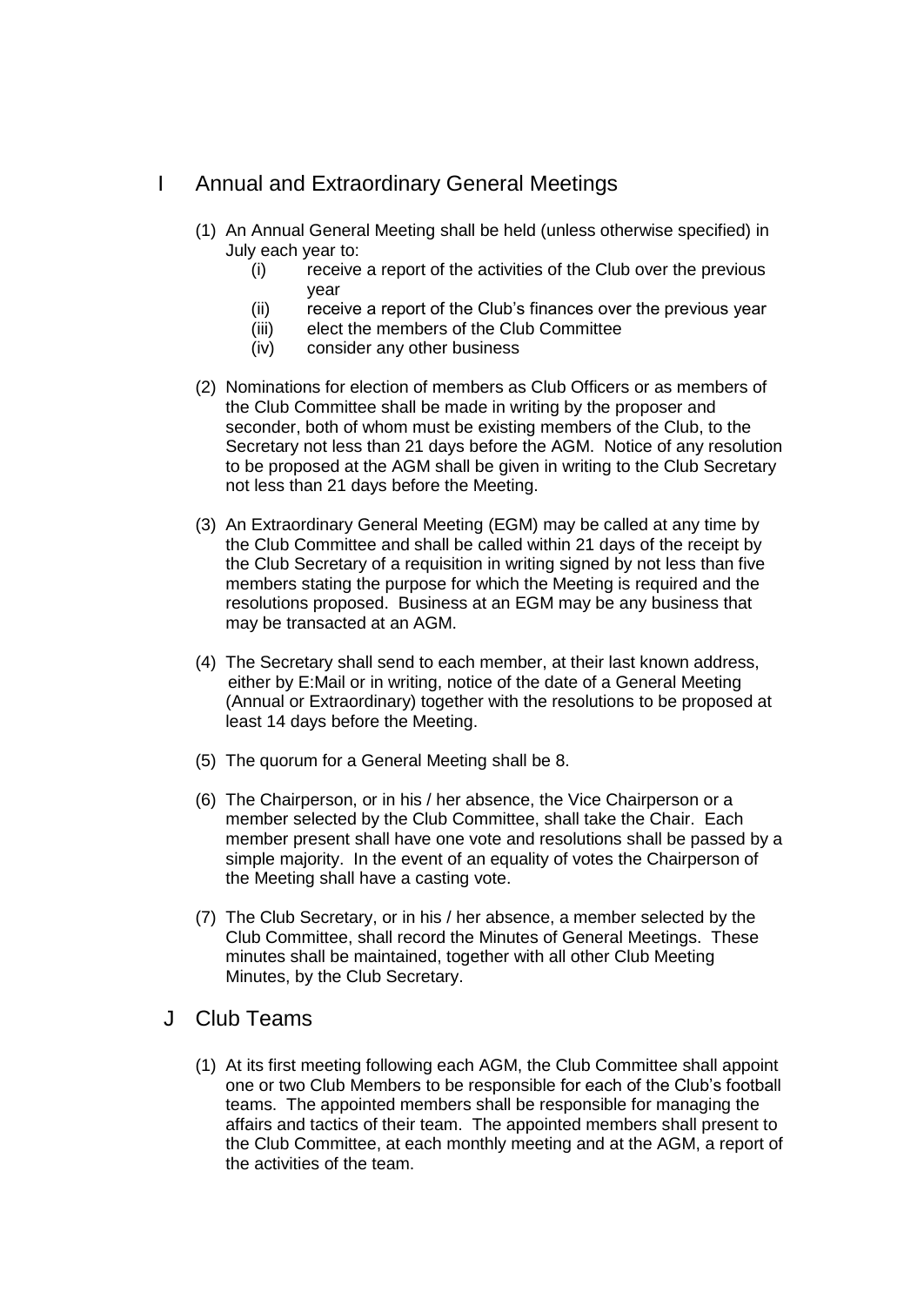## I Annual and Extraordinary General Meetings

(1) An Annual General Meeting shall be held (unless otherwise specified) in July each year to:

- (i) receive a report of the activities of the Club over the previous year
- (ii) receive a report of the Club's finances over the previous year
- (iii) elect the members of the Club Committee
- (iv) consider any other business

(2) Nominations for election of members as Club Officers or as members of the Club Committee shall be made in writing by the proposer and seconder, both of whom must be existing members of the Club, to the Secretary not less than 21 days before the AGM. Notice of any resolution to be proposed at the AGM shall be given in writing to the Club Secretary not less than 21 days before the Meeting.

(3) An Extraordinary General Meeting (EGM) may be called at any time by the Club Committee and shall be called within 21 days of the receipt by the Club Secretary of a requisition in writing signed by not less than five members stating the purpose for which the Meeting is required and the resolutions proposed. Business at an EGM may be any business that may be transacted at an AGM.

(4) The Secretary shall send to each member, at their last known address, either by E:Mail or in writing, notice of the date of a General Meeting (Annual or Extraordinary) together with the resolutions to be proposed at least 14 days before the Meeting.

(5) The quorum for a General Meeting shall be 8.

(6) The Chairperson, or in his / her absence, the Vice Chairperson or a member selected by the Club Committee, shall take the Chair. Each member present shall have one vote and resolutions shall be passed by a simple majority. In the event of an equality of votes the Chairperson of the Meeting shall have a casting vote.

(7) The Club Secretary, or in his / her absence, a member selected by the Club Committee, shall record the Minutes of General Meetings. These minutes shall be maintained, together with all other Club Meeting Minutes, by the Club Secretary.

## J Club Teams

(1) At its first meeting following each AGM, the Club Committee shall appoint one or two Club Members to be responsible for each of the Club's football teams. The appointed members shall be responsible for managing the affairs and tactics of their team. The appointed members shall present to the Club Committee, at each monthly meeting and at the AGM, a report of the activities of the team.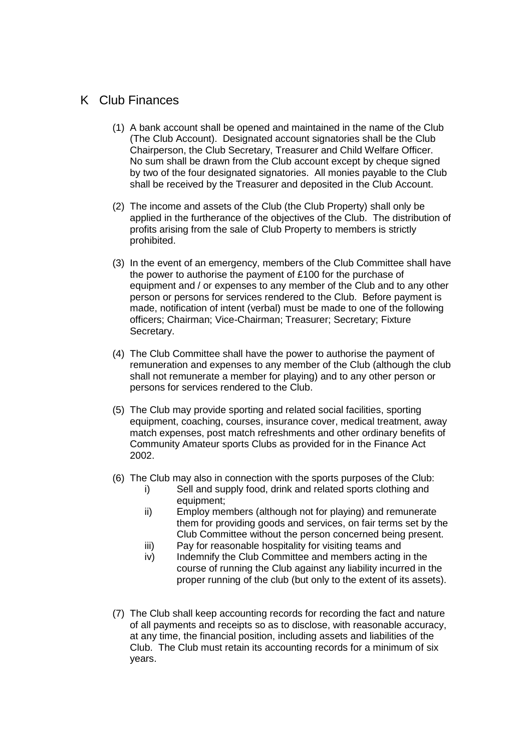## K Club Finances

(1) A bank account shall be opened and maintained in the name of the Club (The Club Account). Designated account signatories shall be the Club Chairperson, the Club Secretary, Treasurer and Child Welfare Officer. No sum shall be drawn from the Club account except by cheque signed by two of the four designated signatories. All monies payable to the Club shall be received by the Treasurer and deposited in the Club Account.

(2) The income and assets of the Club (the Club Property) shall only be applied in the furtherance of the objectives of the Club. The distribution of profits arising from the sale of Club Property to members is strictly prohibited.

(3) In the event of an emergency, members of the Club Committee shall have the power to authorise the payment of £100 for the purchase of equipment and / or expenses to any member of the Club and to any other person or persons for services rendered to the Club. Before payment is made, notification of intent (verbal) must be made to one of the following officers; Chairman; Vice-Chairman; Treasurer; Secretary; Fixture Secretary.

(4) The Club Committee shall have the power to authorise the payment of remuneration and expenses to any member of the Club (although the club shall not remunerate a member for playing) and to any other person or persons for services rendered to the Club.

(5) The Club may provide sporting and related social facilities, sporting equipment, coaching, courses, insurance cover, medical treatment, away match expenses, post match refreshments and other ordinary benefits of Community Amateur sports Clubs as provided for in the Finance Act 2002.

(6) The Club may also in connection with the sports purposes of the Club:

  i) Sell and supply food, drink and related sports clothing and equipment;
  ii) Employ members (although not for playing) and remunerate them for providing goods and services, on fair terms set by the Club Committee without the person concerned being present.
  iii) Pay for reasonable hospitality for visiting teams and
  iv) Indemnify the Club Committee and members acting in the course of running the Club against any liability incurred in the proper running of the club (but only to the extent of its assets).

(7) The Club shall keep accounting records for recording the fact and nature of all payments and receipts so as to disclose, with reasonable accuracy, at any time, the financial position, including assets and liabilities of the Club. The Club must retain its accounting records for a minimum of six years.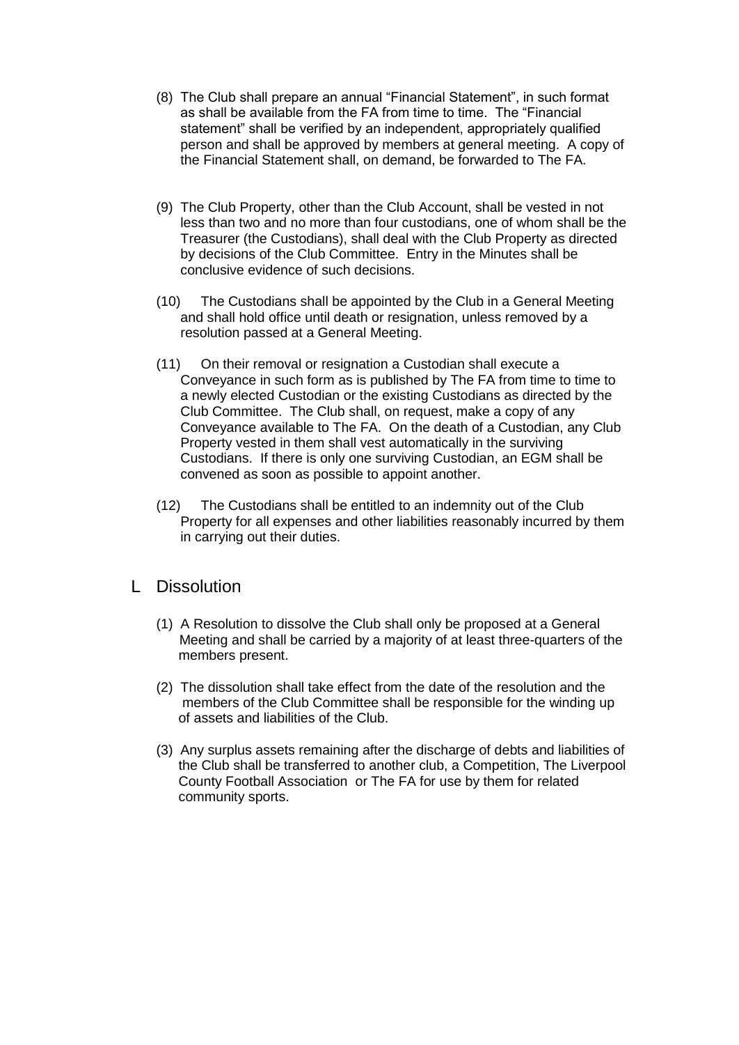(8) The Club shall prepare an annual "Financial Statement", in such format as shall be available from the FA from time to time. The "Financial statement" shall be verified by an independent, appropriately qualified person and shall be approved by members at general meeting. A copy of the Financial Statement shall, on demand, be forwarded to The FA.

(9) The Club Property, other than the Club Account, shall be vested in not less than two and no more than four custodians, one of whom shall be the Treasurer (the Custodians), shall deal with the Club Property as directed by decisions of the Club Committee. Entry in the Minutes shall be conclusive evidence of such decisions.

(10) The Custodians shall be appointed by the Club in a General Meeting and shall hold office until death or resignation, unless removed by a resolution passed at a General Meeting.

(11) On their removal or resignation a Custodian shall execute a Conveyance in such form as is published by The FA from time to time to a newly elected Custodian or the existing Custodians as directed by the Club Committee. The Club shall, on request, make a copy of any Conveyance available to The FA. On the death of a Custodian, any Club Property vested in them shall vest automatically in the surviving Custodians. If there is only one surviving Custodian, an EGM shall be convened as soon as possible to appoint another.

(12) The Custodians shall be entitled to an indemnity out of the Club Property for all expenses and other liabilities reasonably incurred by them in carrying out their duties.

## L Dissolution

(1) A Resolution to dissolve the Club shall only be proposed at a General Meeting and shall be carried by a majority of at least three-quarters of the members present.

(2) The dissolution shall take effect from the date of the resolution and the members of the Club Committee shall be responsible for the winding up of assets and liabilities of the Club.

(3) Any surplus assets remaining after the discharge of debts and liabilities of the Club shall be transferred to another club, a Competition, The Liverpool County Football Association or The FA for use by them for related community sports.